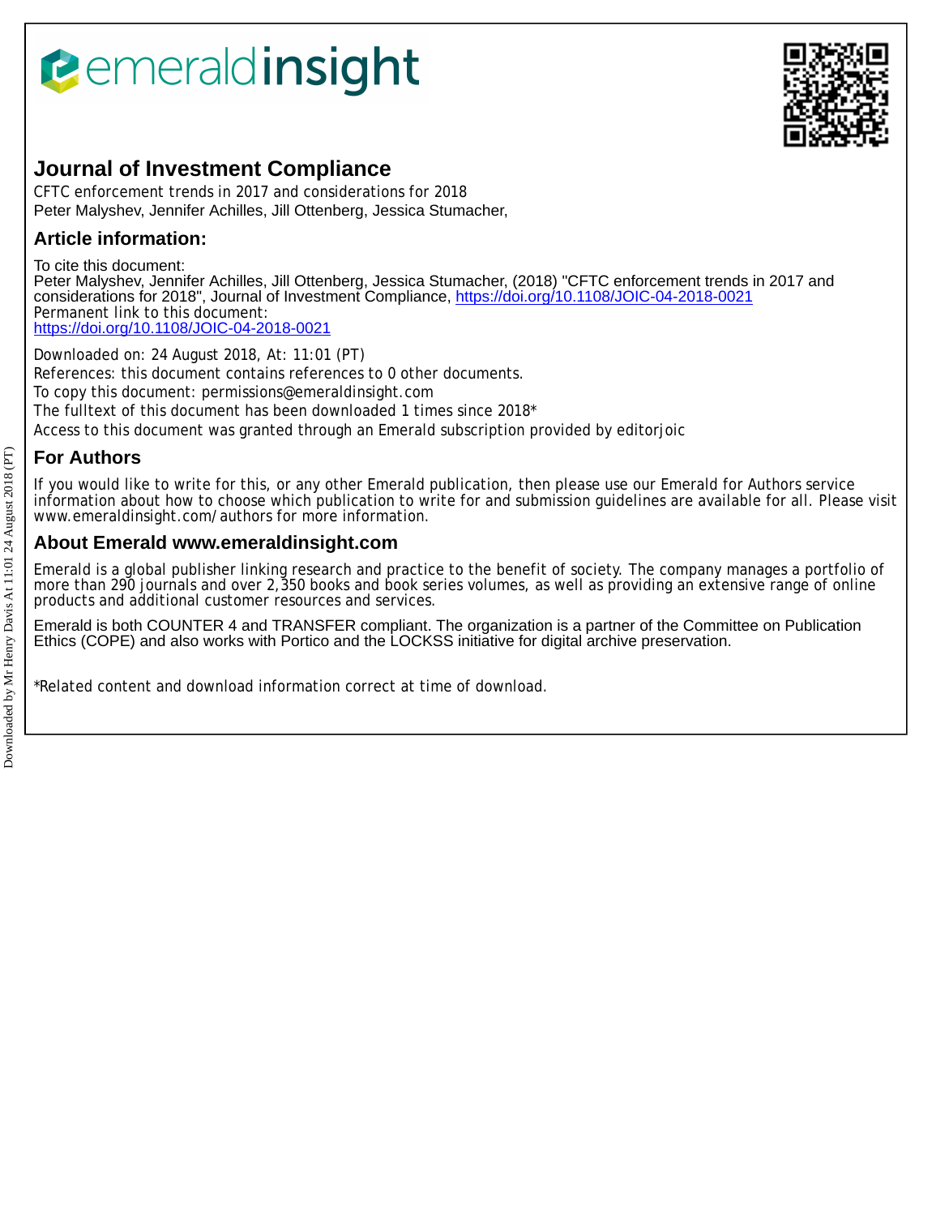# Journal of Investment Compliance

CFTC enforcement trends in 2017 and considerations for 2018
Peter Malyshev, Jennifer Achilles, Jill Ottenberg, Jessica Stumacher,

## Article information:

To cite this document:
Peter Malyshev, Jennifer Achilles, Jill Ottenberg, Jessica Stumacher, (2018) "CFTC enforcement trends in 2017 and considerations for 2018", Journal of Investment Compliance, https://doi.org/10.1108/JOIC-04-2018-0021
Permanent link to this document:
https://doi.org/10.1108/JOIC-04-2018-0021

Downloaded on: 24 August 2018, At: 11:01 (PT)
References: this document contains references to 0 other documents.
To copy this document: permissions@emeraldinsight.com
The fulltext of this document has been downloaded 1 times since 2018*
Access to this document was granted through an Emerald subscription provided by editorjoic

## For Authors

If you would like to write for this, or any other Emerald publication, then please use our Emerald for Authors service information about how to choose which publication to write for and submission guidelines are available for all. Please visit www.emeraldinsight.com/authors for more information.

## About Emerald www.emeraldinsight.com

Emerald is a global publisher linking research and practice to the benefit of society. The company manages a portfolio of more than 290 journals and over 2,350 books and book series volumes, as well as providing an extensive range of online products and additional customer resources and services.

Emerald is both COUNTER 4 and TRANSFER compliant. The organization is a partner of the Committee on Publication Ethics (COPE) and also works with Portico and the LOCKSS initiative for digital archive preservation.

*Related content and download information correct at time of download.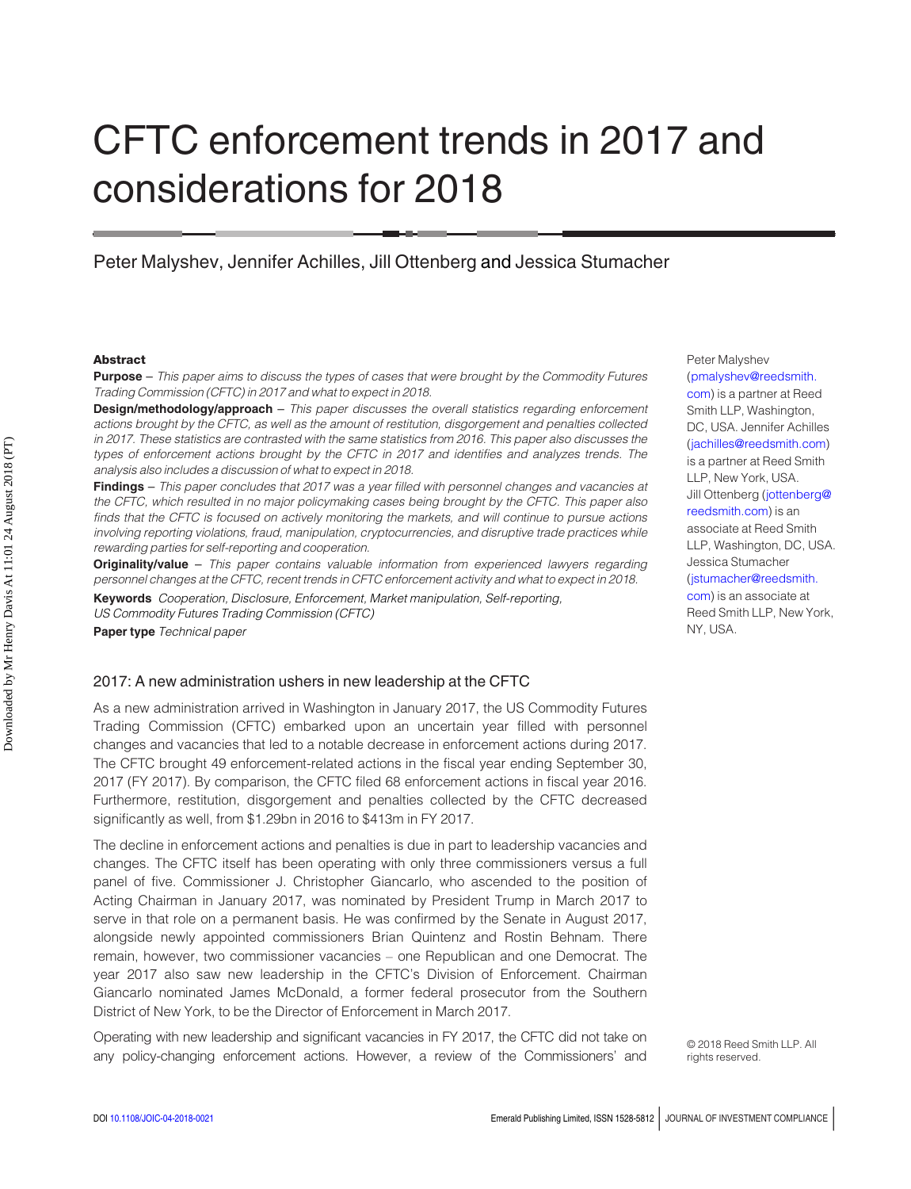# CFTC enforcement trends in 2017 and considerations for 2018

Peter Malyshev, Jennifer Achilles, Jill Ottenberg and Jessica Stumacher

Peter Malyshev (pmalyshev@reedsmith.com) is a partner at Reed Smith LLP, Washington, DC, USA. Jennifer Achilles (jachilles@reedsmith.com) is a partner at Reed Smith LLP, New York, USA. Jill Ottenberg (jottenberg@reedsmith.com) is an associate at Reed Smith LLP, Washington, DC, USA. Jessica Stumacher (jstumacher@reedsmith.com) is an associate at Reed Smith LLP, New York, NY, USA.

**Abstract**

**Purpose** – *This paper aims to discuss the types of cases that were brought by the Commodity Futures Trading Commission (CFTC) in 2017 and what to expect in 2018.*

**Design/methodology/approach** – *This paper discusses the overall statistics regarding enforcement actions brought by the CFTC, as well as the amount of restitution, disgorgement and penalties collected in 2017. These statistics are contrasted with the same statistics from 2016. This paper also discusses the types of enforcement actions brought by the CFTC in 2017 and identifies and analyzes trends. The analysis also includes a discussion of what to expect in 2018.*

**Findings** – *This paper concludes that 2017 was a year filled with personnel changes and vacancies at the CFTC, which resulted in no major policymaking cases being brought by the CFTC. This paper also finds that the CFTC is focused on actively monitoring the markets, and will continue to pursue actions involving reporting violations, fraud, manipulation, cryptocurrencies, and disruptive trade practices while rewarding parties for self-reporting and cooperation.*

**Originality/value** – *This paper contains valuable information from experienced lawyers regarding personnel changes at the CFTC, recent trends in CFTC enforcement activity and what to expect in 2018.*

**Keywords** *Cooperation, Disclosure, Enforcement, Market manipulation, Self-reporting, US Commodity Futures Trading Commission (CFTC)*

**Paper type** *Technical paper*

## 2017: A new administration ushers in new leadership at the CFTC

As a new administration arrived in Washington in January 2017, the US Commodity Futures Trading Commission (CFTC) embarked upon an uncertain year filled with personnel changes and vacancies that led to a notable decrease in enforcement actions during 2017. The CFTC brought 49 enforcement-related actions in the fiscal year ending September 30, 2017 (FY 2017). By comparison, the CFTC filed 68 enforcement actions in fiscal year 2016. Furthermore, restitution, disgorgement and penalties collected by the CFTC decreased significantly as well, from $1.29bn in 2016 to $413m in FY 2017.

The decline in enforcement actions and penalties is due in part to leadership vacancies and changes. The CFTC itself has been operating with only three commissioners versus a full panel of five. Commissioner J. Christopher Giancarlo, who ascended to the position of Acting Chairman in January 2017, was nominated by President Trump in March 2017 to serve in that role on a permanent basis. He was confirmed by the Senate in August 2017, alongside newly appointed commissioners Brian Quintenz and Rostin Behnam. There remain, however, two commissioner vacancies – one Republican and one Democrat. The year 2017 also saw new leadership in the CFTC's Division of Enforcement. Chairman Giancarlo nominated James McDonald, a former federal prosecutor from the Southern District of New York, to be the Director of Enforcement in March 2017.

Operating with new leadership and significant vacancies in FY 2017, the CFTC did not take on any policy-changing enforcement actions. However, a review of the Commissioners' and

© 2018 Reed Smith LLP. All rights reserved.

DOI 10.1108/JOIC-04-2018-0021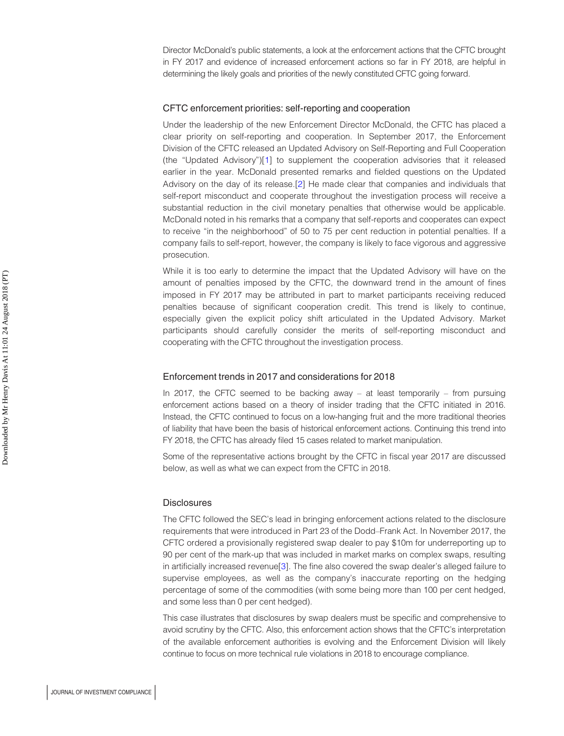Director McDonald's public statements, a look at the enforcement actions that the CFTC brought in FY 2017 and evidence of increased enforcement actions so far in FY 2018, are helpful in determining the likely goals and priorities of the newly constituted CFTC going forward.

## CFTC enforcement priorities: self-reporting and cooperation

Under the leadership of the new Enforcement Director McDonald, the CFTC has placed a clear priority on self-reporting and cooperation. In September 2017, the Enforcement Division of the CFTC released an Updated Advisory on Self-Reporting and Full Cooperation (the "Updated Advisory")[1] to supplement the cooperation advisories that it released earlier in the year. McDonald presented remarks and fielded questions on the Updated Advisory on the day of its release.[2] He made clear that companies and individuals that self-report misconduct and cooperate throughout the investigation process will receive a substantial reduction in the civil monetary penalties that otherwise would be applicable. McDonald noted in his remarks that a company that self-reports and cooperates can expect to receive "in the neighborhood" of 50 to 75 per cent reduction in potential penalties. If a company fails to self-report, however, the company is likely to face vigorous and aggressive prosecution.

While it is too early to determine the impact that the Updated Advisory will have on the amount of penalties imposed by the CFTC, the downward trend in the amount of fines imposed in FY 2017 may be attributed in part to market participants receiving reduced penalties because of significant cooperation credit. This trend is likely to continue, especially given the explicit policy shift articulated in the Updated Advisory. Market participants should carefully consider the merits of self-reporting misconduct and cooperating with the CFTC throughout the investigation process.

## Enforcement trends in 2017 and considerations for 2018

In 2017, the CFTC seemed to be backing away – at least temporarily – from pursuing enforcement actions based on a theory of insider trading that the CFTC initiated in 2016. Instead, the CFTC continued to focus on a low-hanging fruit and the more traditional theories of liability that have been the basis of historical enforcement actions. Continuing this trend into FY 2018, the CFTC has already filed 15 cases related to market manipulation.

Some of the representative actions brought by the CFTC in fiscal year 2017 are discussed below, as well as what we can expect from the CFTC in 2018.

## Disclosures

The CFTC followed the SEC's lead in bringing enforcement actions related to the disclosure requirements that were introduced in Part 23 of the Dodd–Frank Act. In November 2017, the CFTC ordered a provisionally registered swap dealer to pay $10m for underreporting up to 90 per cent of the mark-up that was included in market marks on complex swaps, resulting in artificially increased revenue[3]. The fine also covered the swap dealer's alleged failure to supervise employees, as well as the company's inaccurate reporting on the hedging percentage of some of the commodities (with some being more than 100 per cent hedged, and some less than 0 per cent hedged).

This case illustrates that disclosures by swap dealers must be specific and comprehensive to avoid scrutiny by the CFTC. Also, this enforcement action shows that the CFTC's interpretation of the available enforcement authorities is evolving and the Enforcement Division will likely continue to focus on more technical rule violations in 2018 to encourage compliance.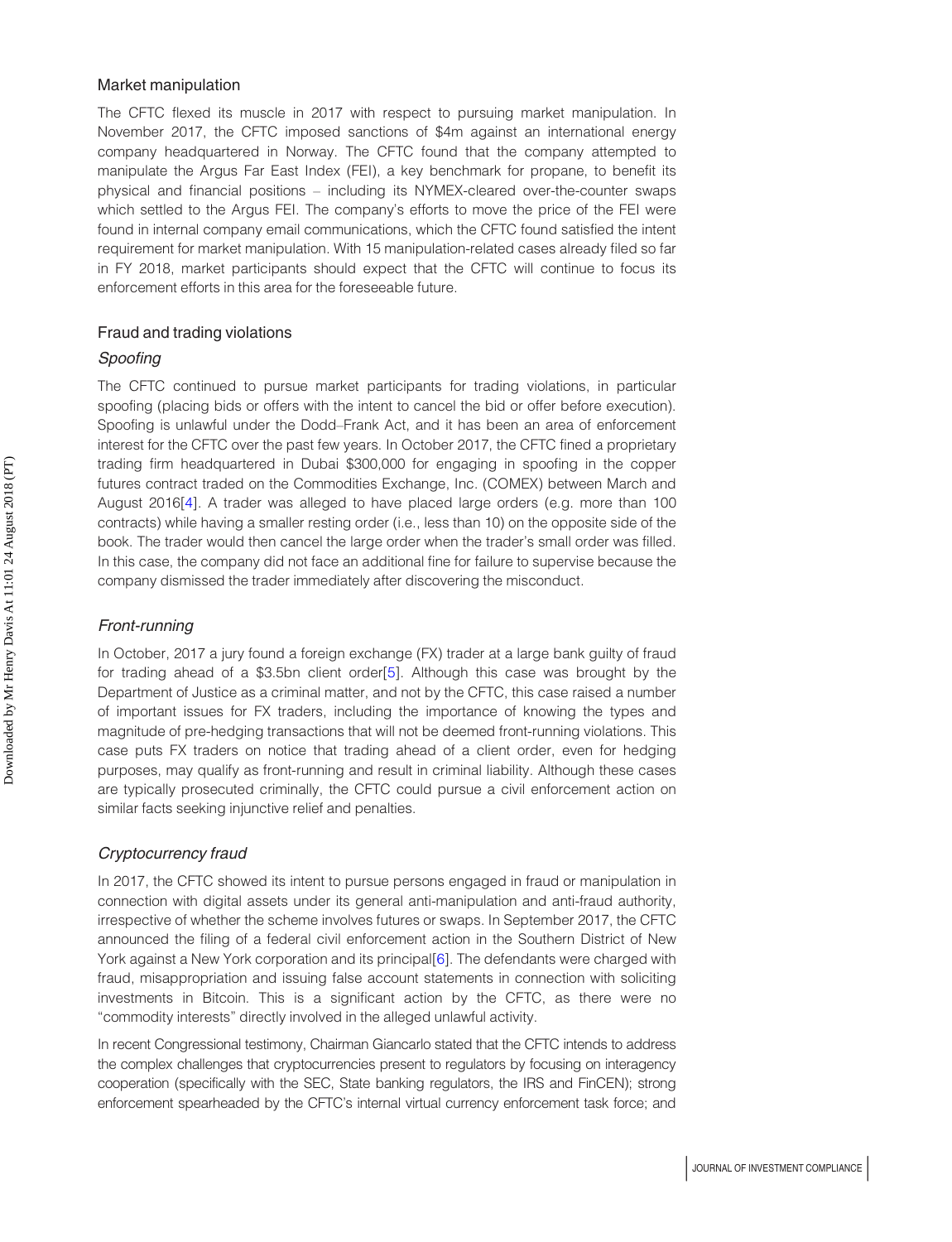### Market manipulation

The CFTC flexed its muscle in 2017 with respect to pursuing market manipulation. In November 2017, the CFTC imposed sanctions of $4m against an international energy company headquartered in Norway. The CFTC found that the company attempted to manipulate the Argus Far East Index (FEI), a key benchmark for propane, to benefit its physical and financial positions – including its NYMEX-cleared over-the-counter swaps which settled to the Argus FEI. The company's efforts to move the price of the FEI were found in internal company email communications, which the CFTC found satisfied the intent requirement for market manipulation. With 15 manipulation-related cases already filed so far in FY 2018, market participants should expect that the CFTC will continue to focus its enforcement efforts in this area for the foreseeable future.

### Fraud and trading violations

#### *Spoofing*

The CFTC continued to pursue market participants for trading violations, in particular spoofing (placing bids or offers with the intent to cancel the bid or offer before execution). Spoofing is unlawful under the Dodd–Frank Act, and it has been an area of enforcement interest for the CFTC over the past few years. In October 2017, the CFTC fined a proprietary trading firm headquartered in Dubai $300,000 for engaging in spoofing in the copper futures contract traded on the Commodities Exchange, Inc. (COMEX) between March and August 2016[4]. A trader was alleged to have placed large orders (e.g. more than 100 contracts) while having a smaller resting order (i.e., less than 10) on the opposite side of the book. The trader would then cancel the large order when the trader's small order was filled. In this case, the company did not face an additional fine for failure to supervise because the company dismissed the trader immediately after discovering the misconduct.

#### *Front-running*

In October, 2017 a jury found a foreign exchange (FX) trader at a large bank guilty of fraud for trading ahead of a $3.5bn client order[5]. Although this case was brought by the Department of Justice as a criminal matter, and not by the CFTC, this case raised a number of important issues for FX traders, including the importance of knowing the types and magnitude of pre-hedging transactions that will not be deemed front-running violations. This case puts FX traders on notice that trading ahead of a client order, even for hedging purposes, may qualify as front-running and result in criminal liability. Although these cases are typically prosecuted criminally, the CFTC could pursue a civil enforcement action on similar facts seeking injunctive relief and penalties.

#### *Cryptocurrency fraud*

In 2017, the CFTC showed its intent to pursue persons engaged in fraud or manipulation in connection with digital assets under its general anti-manipulation and anti-fraud authority, irrespective of whether the scheme involves futures or swaps. In September 2017, the CFTC announced the filing of a federal civil enforcement action in the Southern District of New York against a New York corporation and its principal[6]. The defendants were charged with fraud, misappropriation and issuing false account statements in connection with soliciting investments in Bitcoin. This is a significant action by the CFTC, as there were no "commodity interests" directly involved in the alleged unlawful activity.

In recent Congressional testimony, Chairman Giancarlo stated that the CFTC intends to address the complex challenges that cryptocurrencies present to regulators by focusing on interagency cooperation (specifically with the SEC, State banking regulators, the IRS and FinCEN); strong enforcement spearheaded by the CFTC's internal virtual currency enforcement task force; and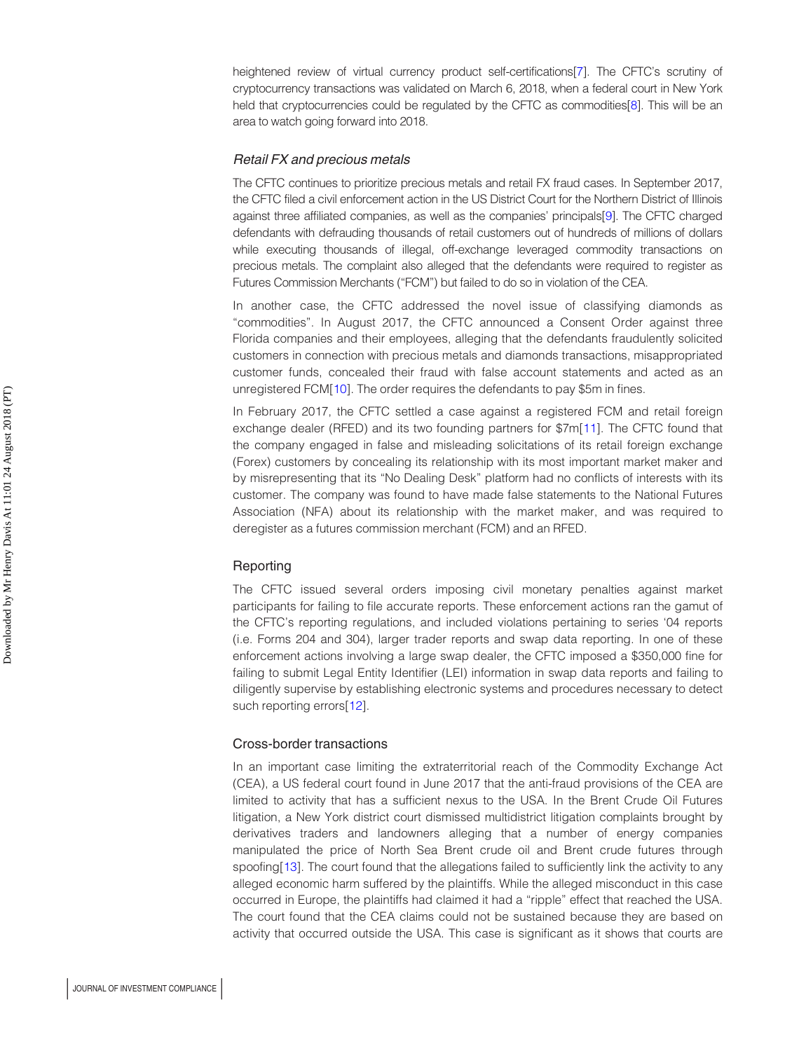heightened review of virtual currency product self-certifications[7]. The CFTC's scrutiny of cryptocurrency transactions was validated on March 6, 2018, when a federal court in New York held that cryptocurrencies could be regulated by the CFTC as commodities[8]. This will be an area to watch going forward into 2018.

### *Retail FX and precious metals*

The CFTC continues to prioritize precious metals and retail FX fraud cases. In September 2017, the CFTC filed a civil enforcement action in the US District Court for the Northern District of Illinois against three affiliated companies, as well as the companies' principals[9]. The CFTC charged defendants with defrauding thousands of retail customers out of hundreds of millions of dollars while executing thousands of illegal, off-exchange leveraged commodity transactions on precious metals. The complaint also alleged that the defendants were required to register as Futures Commission Merchants ("FCM") but failed to do so in violation of the CEA.

In another case, the CFTC addressed the novel issue of classifying diamonds as "commodities". In August 2017, the CFTC announced a Consent Order against three Florida companies and their employees, alleging that the defendants fraudulently solicited customers in connection with precious metals and diamonds transactions, misappropriated customer funds, concealed their fraud with false account statements and acted as an unregistered FCM[10]. The order requires the defendants to pay $5m in fines.

In February 2017, the CFTC settled a case against a registered FCM and retail foreign exchange dealer (RFED) and its two founding partners for $7m[11]. The CFTC found that the company engaged in false and misleading solicitations of its retail foreign exchange (Forex) customers by concealing its relationship with its most important market maker and by misrepresenting that its "No Dealing Desk" platform had no conflicts of interests with its customer. The company was found to have made false statements to the National Futures Association (NFA) about its relationship with the market maker, and was required to deregister as a futures commission merchant (FCM) and an RFED.

### Reporting

The CFTC issued several orders imposing civil monetary penalties against market participants for failing to file accurate reports. These enforcement actions ran the gamut of the CFTC's reporting regulations, and included violations pertaining to series '04 reports (i.e. Forms 204 and 304), larger trader reports and swap data reporting. In one of these enforcement actions involving a large swap dealer, the CFTC imposed a $350,000 fine for failing to submit Legal Entity Identifier (LEI) information in swap data reports and failing to diligently supervise by establishing electronic systems and procedures necessary to detect such reporting errors[12].

### Cross-border transactions

In an important case limiting the extraterritorial reach of the Commodity Exchange Act (CEA), a US federal court found in June 2017 that the anti-fraud provisions of the CEA are limited to activity that has a sufficient nexus to the USA. In the Brent Crude Oil Futures litigation, a New York district court dismissed multidistrict litigation complaints brought by derivatives traders and landowners alleging that a number of energy companies manipulated the price of North Sea Brent crude oil and Brent crude futures through spoofing[13]. The court found that the allegations failed to sufficiently link the activity to any alleged economic harm suffered by the plaintiffs. While the alleged misconduct in this case occurred in Europe, the plaintiffs had claimed it had a "ripple" effect that reached the USA. The court found that the CEA claims could not be sustained because they are based on activity that occurred outside the USA. This case is significant as it shows that courts are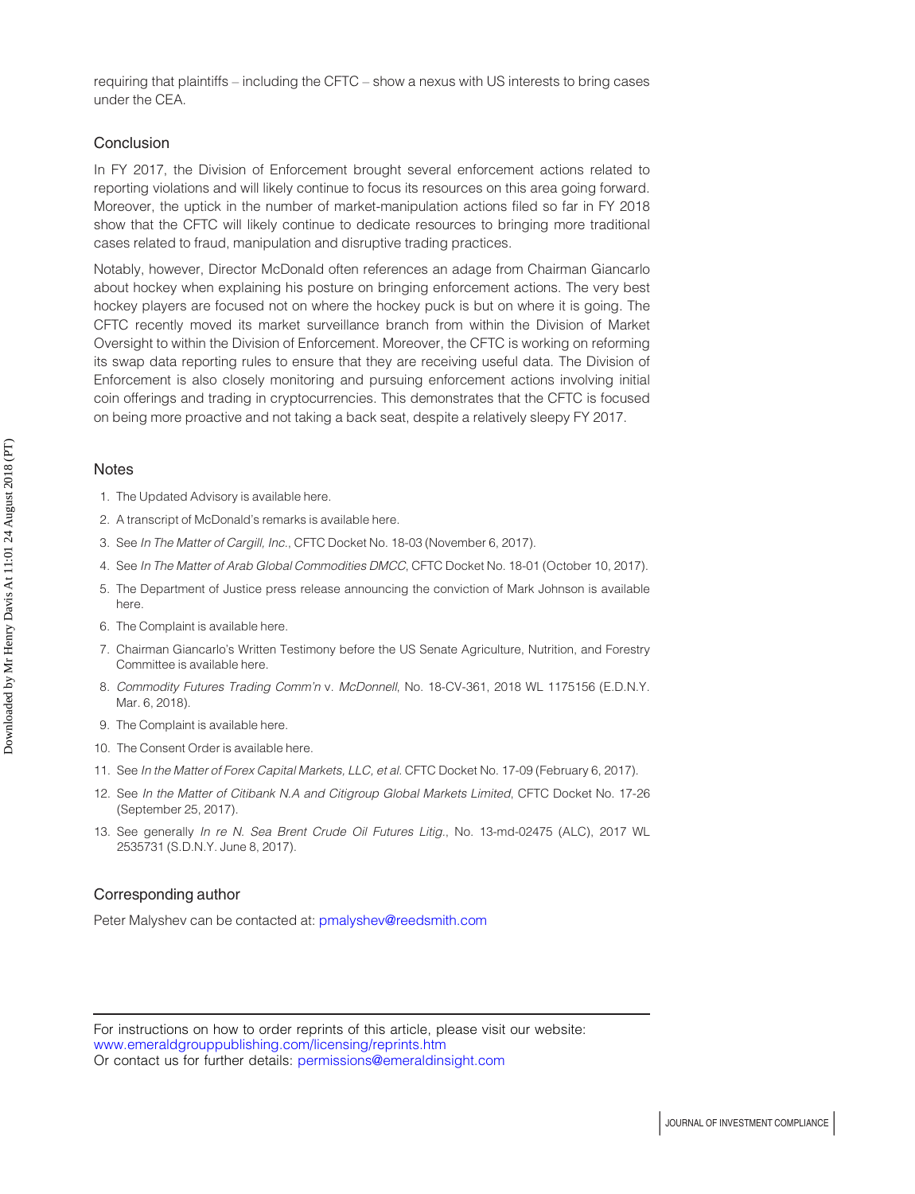requiring that plaintiffs – including the CFTC – show a nexus with US interests to bring cases under the CEA.

## Conclusion

In FY 2017, the Division of Enforcement brought several enforcement actions related to reporting violations and will likely continue to focus its resources on this area going forward. Moreover, the uptick in the number of market-manipulation actions filed so far in FY 2018 show that the CFTC will likely continue to dedicate resources to bringing more traditional cases related to fraud, manipulation and disruptive trading practices.

Notably, however, Director McDonald often references an adage from Chairman Giancarlo about hockey when explaining his posture on bringing enforcement actions. The very best hockey players are focused not on where the hockey puck is but on where it is going. The CFTC recently moved its market surveillance branch from within the Division of Market Oversight to within the Division of Enforcement. Moreover, the CFTC is working on reforming its swap data reporting rules to ensure that they are receiving useful data. The Division of Enforcement is also closely monitoring and pursuing enforcement actions involving initial coin offerings and trading in cryptocurrencies. This demonstrates that the CFTC is focused on being more proactive and not taking a back seat, despite a relatively sleepy FY 2017.

## Notes

1. The Updated Advisory is available here.
2. A transcript of McDonald's remarks is available here.
3. See *In The Matter of Cargill, Inc.*, CFTC Docket No. 18-03 (November 6, 2017).
4. See *In The Matter of Arab Global Commodities DMCC*, CFTC Docket No. 18-01 (October 10, 2017).
5. The Department of Justice press release announcing the conviction of Mark Johnson is available here.
6. The Complaint is available here.
7. Chairman Giancarlo's Written Testimony before the US Senate Agriculture, Nutrition, and Forestry Committee is available here.
8. *Commodity Futures Trading Comm'n* v. *McDonnell*, No. 18-CV-361, 2018 WL 1175156 (E.D.N.Y. Mar. 6, 2018).
9. The Complaint is available here.
10. The Consent Order is available here.
11. See *In the Matter of Forex Capital Markets, LLC, et al.* CFTC Docket No. 17-09 (February 6, 2017).
12. See *In the Matter of Citibank N.A and Citigroup Global Markets Limited*, CFTC Docket No. 17-26 (September 25, 2017).
13. See generally *In re N. Sea Brent Crude Oil Futures Litig.*, No. 13-md-02475 (ALC), 2017 WL 2535731 (S.D.N.Y. June 8, 2017).

## Corresponding author

Peter Malyshev can be contacted at: pmalyshev@reedsmith.com

For instructions on how to order reprints of this article, please visit our website:
www.emeraldgrouppublishing.com/licensing/reprints.htm
Or contact us for further details: permissions@emeraldinsight.com